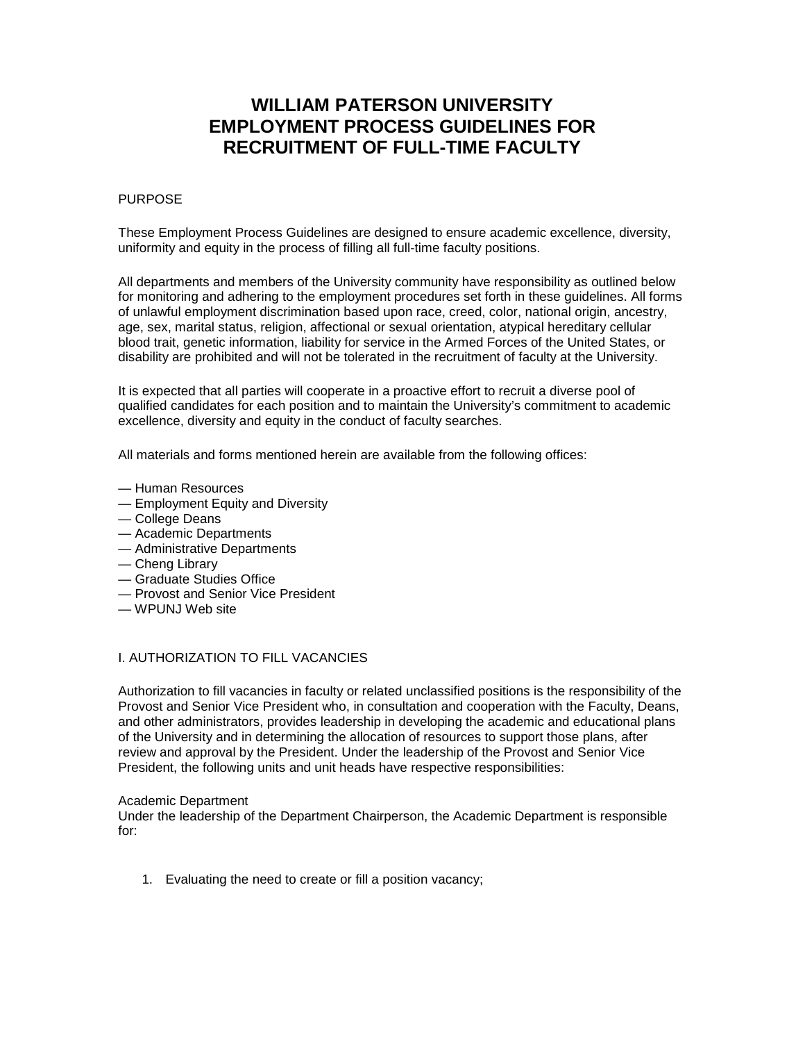# WILLIAM PATERSON UNIVERSITY EMPLOYMENT PROCESS GUIDELINES FOR RECRUITMENT OF FULL-TIME FACULTY

PURPOSE

These Employment Process Guidelines are designed to ensure academic excellence, diversity, uniformity and equity in the process of filling all full-time faculty positions.

All departments and members of the University community have responsibility as outlined below for monitoring and adhering to the employment procedures set forth in these guidelines. All forms of unlawful employment discrimination based upon race, creed, color, national origin, ancestry, age, sex, marital status, religion, affectional or sexual orientation, atypical hereditary cellular blood trait, genetic information, liability for service in the Armed Forces of the United States, or disability are prohibited and will not be tolerated in the recruitment of faculty at the University.

It is expected that all parties will cooperate in a proactive effort to recruit a diverse pool of qualified candidates for each position and to maintain the University's commitment to academic excellence, diversity and equity in the conduct of faculty searches.

All materials and forms mentioned herein are available from the following offices:

— Human Resources
— Employment Equity and Diversity
— College Deans
— Academic Departments
— Administrative Departments
— Cheng Library
— Graduate Studies Office
— Provost and Senior Vice President
— WPUNJ Web site

I. AUTHORIZATION TO FILL VACANCIES

Authorization to fill vacancies in faculty or related unclassified positions is the responsibility of the Provost and Senior Vice President who, in consultation and cooperation with the Faculty, Deans, and other administrators, provides leadership in developing the academic and educational plans of the University and in determining the allocation of resources to support those plans, after review and approval by the President. Under the leadership of the Provost and Senior Vice President, the following units and unit heads have respective responsibilities:

Academic Department
Under the leadership of the Department Chairperson, the Academic Department is responsible for:

1. Evaluating the need to create or fill a position vacancy;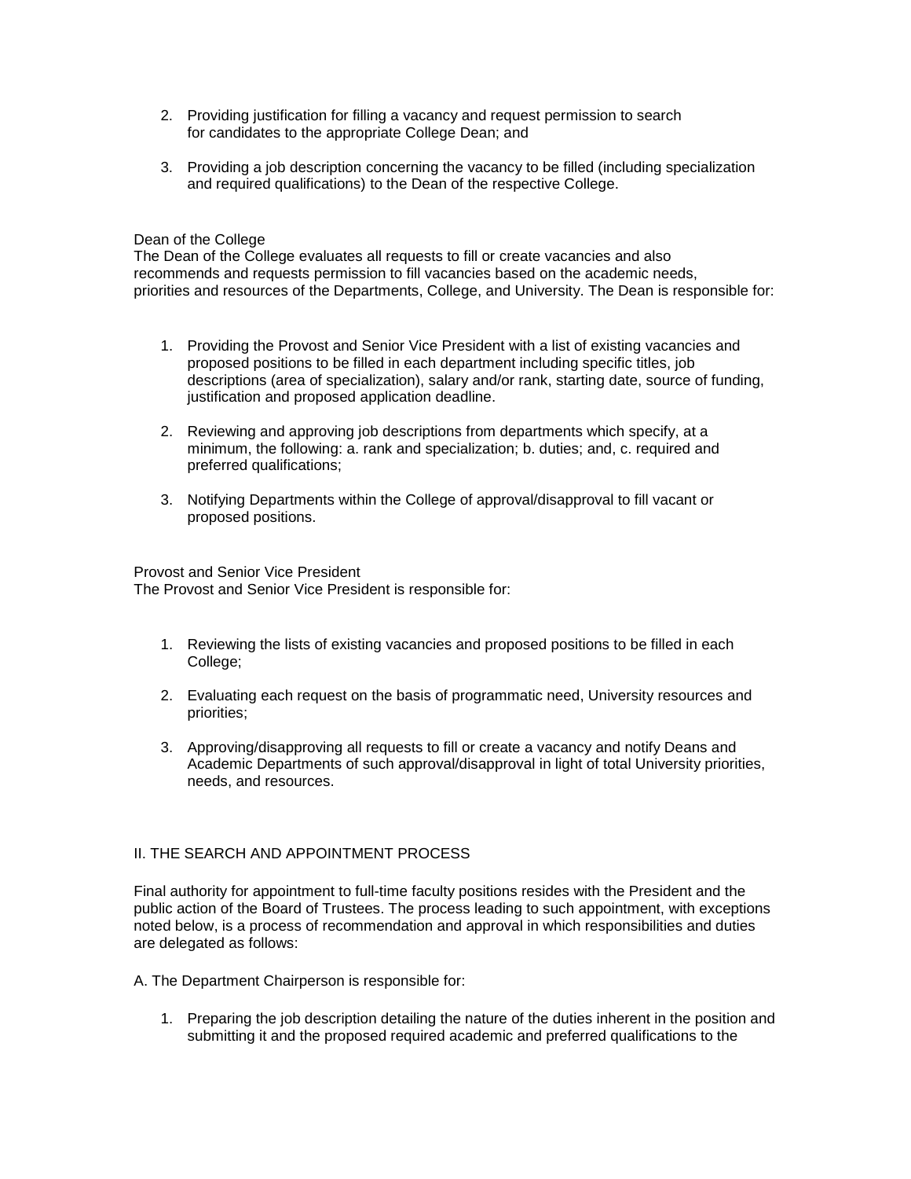2. Providing justification for filling a vacancy and request permission to search for candidates to the appropriate College Dean; and

3. Providing a job description concerning the vacancy to be filled (including specialization and required qualifications) to the Dean of the respective College.

Dean of the College

The Dean of the College evaluates all requests to fill or create vacancies and also recommends and requests permission to fill vacancies based on the academic needs, priorities and resources of the Departments, College, and University. The Dean is responsible for:

1. Providing the Provost and Senior Vice President with a list of existing vacancies and proposed positions to be filled in each department including specific titles, job descriptions (area of specialization), salary and/or rank, starting date, source of funding, justification and proposed application deadline.

2. Reviewing and approving job descriptions from departments which specify, at a minimum, the following: a. rank and specialization; b. duties; and, c. required and preferred qualifications;

3. Notifying Departments within the College of approval/disapproval to fill vacant or proposed positions.

Provost and Senior Vice President

The Provost and Senior Vice President is responsible for:

1. Reviewing the lists of existing vacancies and proposed positions to be filled in each College;

2. Evaluating each request on the basis of programmatic need, University resources and priorities;

3. Approving/disapproving all requests to fill or create a vacancy and notify Deans and Academic Departments of such approval/disapproval in light of total University priorities, needs, and resources.

## II. THE SEARCH AND APPOINTMENT PROCESS

Final authority for appointment to full-time faculty positions resides with the President and the public action of the Board of Trustees. The process leading to such appointment, with exceptions noted below, is a process of recommendation and approval in which responsibilities and duties are delegated as follows:

A. The Department Chairperson is responsible for:

1. Preparing the job description detailing the nature of the duties inherent in the position and submitting it and the proposed required academic and preferred qualifications to the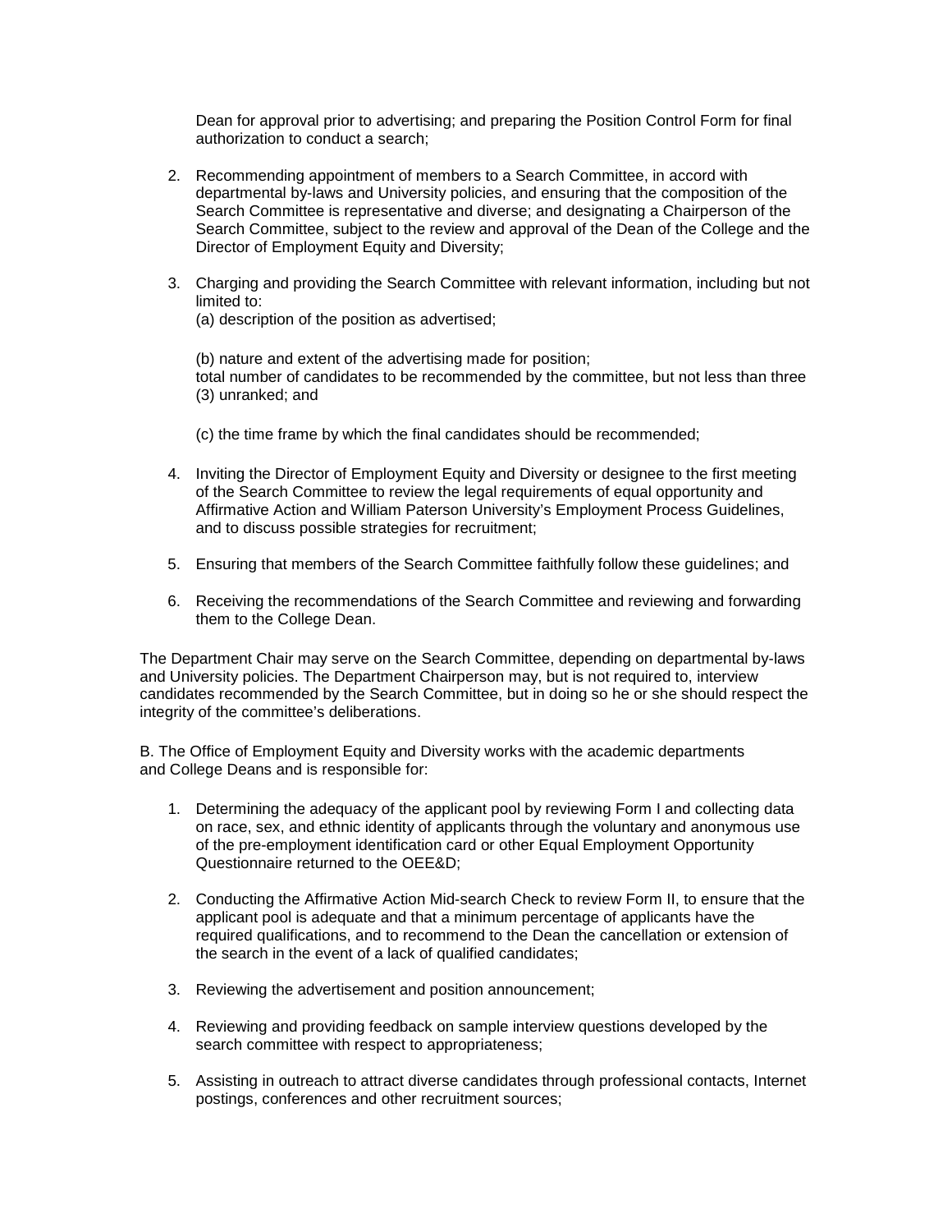Dean for approval prior to advertising; and preparing the Position Control Form for final authorization to conduct a search;

2. Recommending appointment of members to a Search Committee, in accord with departmental by-laws and University policies, and ensuring that the composition of the Search Committee is representative and diverse; and designating a Chairperson of the Search Committee, subject to the review and approval of the Dean of the College and the Director of Employment Equity and Diversity;

3. Charging and providing the Search Committee with relevant information, including but not limited to:
   (a) description of the position as advertised;

   (b) nature and extent of the advertising made for position;
   total number of candidates to be recommended by the committee, but not less than three (3) unranked; and

   (c) the time frame by which the final candidates should be recommended;

4. Inviting the Director of Employment Equity and Diversity or designee to the first meeting of the Search Committee to review the legal requirements of equal opportunity and Affirmative Action and William Paterson University's Employment Process Guidelines, and to discuss possible strategies for recruitment;

5. Ensuring that members of the Search Committee faithfully follow these guidelines; and

6. Receiving the recommendations of the Search Committee and reviewing and forwarding them to the College Dean.

The Department Chair may serve on the Search Committee, depending on departmental by-laws and University policies. The Department Chairperson may, but is not required to, interview candidates recommended by the Search Committee, but in doing so he or she should respect the integrity of the committee's deliberations.

B. The Office of Employment Equity and Diversity works with the academic departments and College Deans and is responsible for:

1. Determining the adequacy of the applicant pool by reviewing Form I and collecting data on race, sex, and ethnic identity of applicants through the voluntary and anonymous use of the pre-employment identification card or other Equal Employment Opportunity Questionnaire returned to the OEE&D;

2. Conducting the Affirmative Action Mid-search Check to review Form II, to ensure that the applicant pool is adequate and that a minimum percentage of applicants have the required qualifications, and to recommend to the Dean the cancellation or extension of the search in the event of a lack of qualified candidates;

3. Reviewing the advertisement and position announcement;

4. Reviewing and providing feedback on sample interview questions developed by the search committee with respect to appropriateness;

5. Assisting in outreach to attract diverse candidates through professional contacts, Internet postings, conferences and other recruitment sources;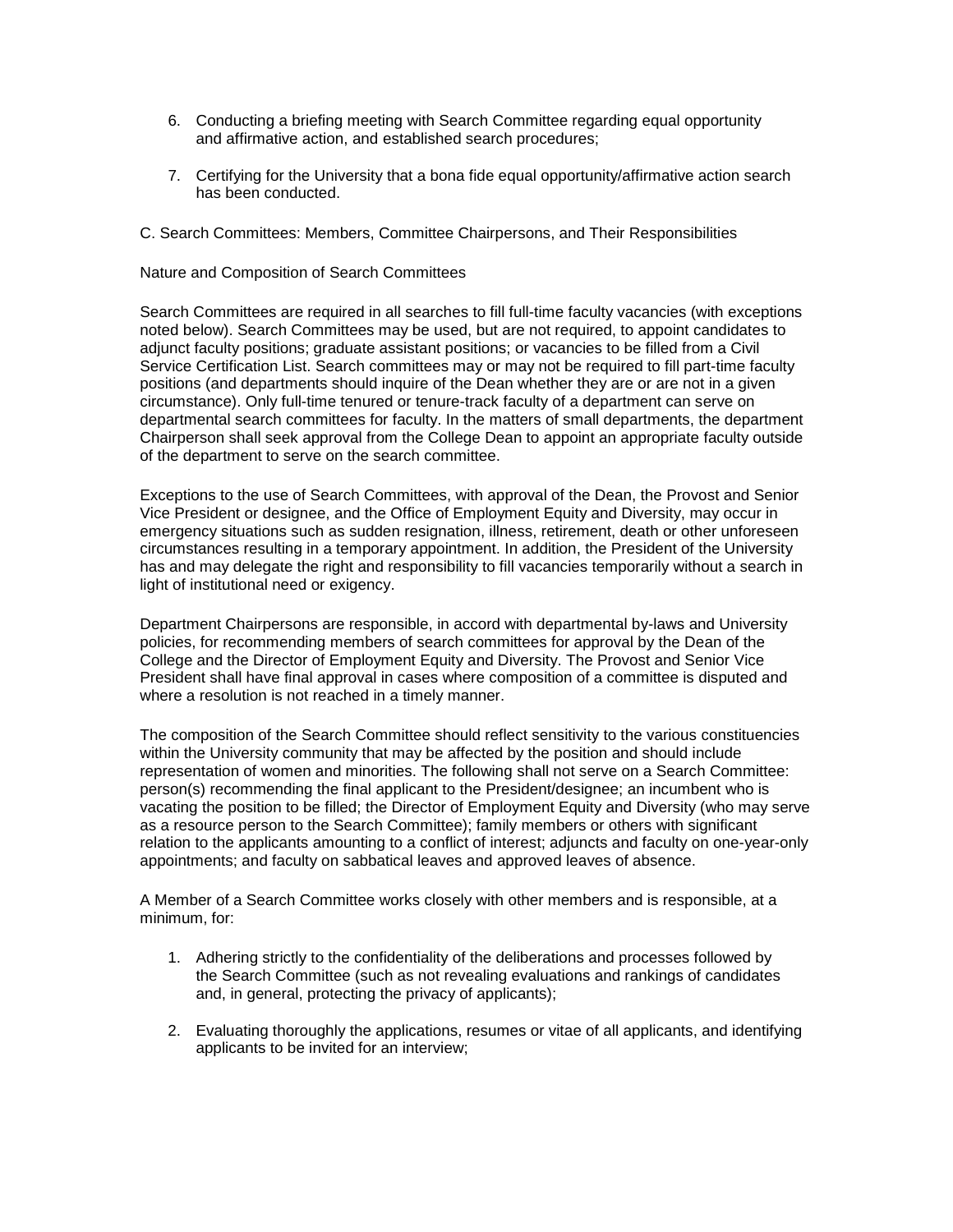6. Conducting a briefing meeting with Search Committee regarding equal opportunity and affirmative action, and established search procedures;

7. Certifying for the University that a bona fide equal opportunity/affirmative action search has been conducted.

C. Search Committees: Members, Committee Chairpersons, and Their Responsibilities

Nature and Composition of Search Committees

Search Committees are required in all searches to fill full-time faculty vacancies (with exceptions noted below). Search Committees may be used, but are not required, to appoint candidates to adjunct faculty positions; graduate assistant positions; or vacancies to be filled from a Civil Service Certification List. Search committees may or may not be required to fill part-time faculty positions (and departments should inquire of the Dean whether they are or are not in a given circumstance). Only full-time tenured or tenure-track faculty of a department can serve on departmental search committees for faculty. In the matters of small departments, the department Chairperson shall seek approval from the College Dean to appoint an appropriate faculty outside of the department to serve on the search committee.

Exceptions to the use of Search Committees, with approval of the Dean, the Provost and Senior Vice President or designee, and the Office of Employment Equity and Diversity, may occur in emergency situations such as sudden resignation, illness, retirement, death or other unforeseen circumstances resulting in a temporary appointment. In addition, the President of the University has and may delegate the right and responsibility to fill vacancies temporarily without a search in light of institutional need or exigency.

Department Chairpersons are responsible, in accord with departmental by-laws and University policies, for recommending members of search committees for approval by the Dean of the College and the Director of Employment Equity and Diversity. The Provost and Senior Vice President shall have final approval in cases where composition of a committee is disputed and where a resolution is not reached in a timely manner.

The composition of the Search Committee should reflect sensitivity to the various constituencies within the University community that may be affected by the position and should include representation of women and minorities. The following shall not serve on a Search Committee: person(s) recommending the final applicant to the President/designee; an incumbent who is vacating the position to be filled; the Director of Employment Equity and Diversity (who may serve as a resource person to the Search Committee); family members or others with significant relation to the applicants amounting to a conflict of interest; adjuncts and faculty on one-year-only appointments; and faculty on sabbatical leaves and approved leaves of absence.

A Member of a Search Committee works closely with other members and is responsible, at a minimum, for:

1. Adhering strictly to the confidentiality of the deliberations and processes followed by the Search Committee (such as not revealing evaluations and rankings of candidates and, in general, protecting the privacy of applicants);

2. Evaluating thoroughly the applications, resumes or vitae of all applicants, and identifying applicants to be invited for an interview;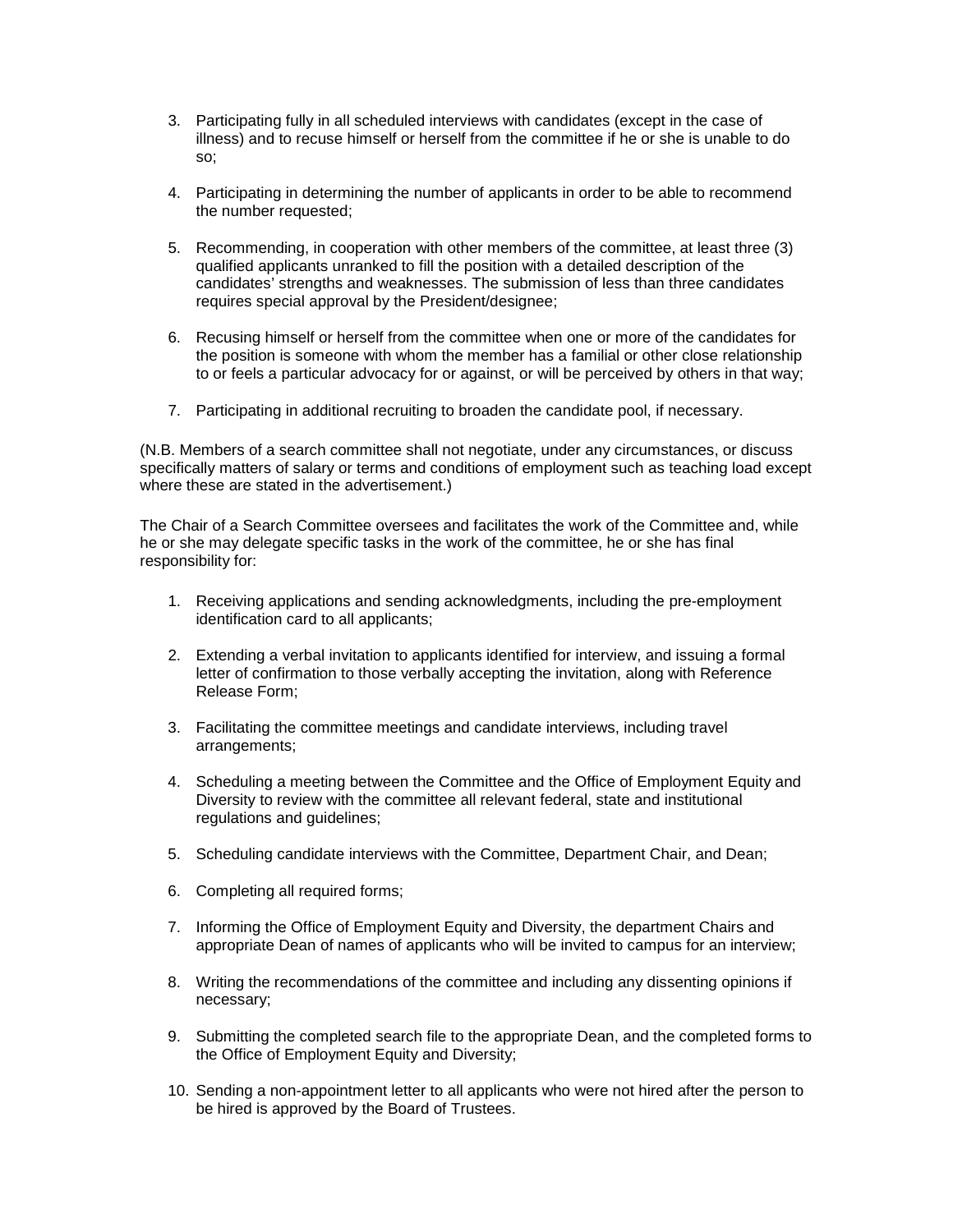3. Participating fully in all scheduled interviews with candidates (except in the case of illness) and to recuse himself or herself from the committee if he or she is unable to do so;

4. Participating in determining the number of applicants in order to be able to recommend the number requested;

5. Recommending, in cooperation with other members of the committee, at least three (3) qualified applicants unranked to fill the position with a detailed description of the candidates' strengths and weaknesses. The submission of less than three candidates requires special approval by the President/designee;

6. Recusing himself or herself from the committee when one or more of the candidates for the position is someone with whom the member has a familial or other close relationship to or feels a particular advocacy for or against, or will be perceived by others in that way;

7. Participating in additional recruiting to broaden the candidate pool, if necessary.

(N.B. Members of a search committee shall not negotiate, under any circumstances, or discuss specifically matters of salary or terms and conditions of employment such as teaching load except where these are stated in the advertisement.)

The Chair of a Search Committee oversees and facilitates the work of the Committee and, while he or she may delegate specific tasks in the work of the committee, he or she has final responsibility for:

1. Receiving applications and sending acknowledgments, including the pre-employment identification card to all applicants;

2. Extending a verbal invitation to applicants identified for interview, and issuing a formal letter of confirmation to those verbally accepting the invitation, along with Reference Release Form;

3. Facilitating the committee meetings and candidate interviews, including travel arrangements;

4. Scheduling a meeting between the Committee and the Office of Employment Equity and Diversity to review with the committee all relevant federal, state and institutional regulations and guidelines;

5. Scheduling candidate interviews with the Committee, Department Chair, and Dean;

6. Completing all required forms;

7. Informing the Office of Employment Equity and Diversity, the department Chairs and appropriate Dean of names of applicants who will be invited to campus for an interview;

8. Writing the recommendations of the committee and including any dissenting opinions if necessary;

9. Submitting the completed search file to the appropriate Dean, and the completed forms to the Office of Employment Equity and Diversity;

10. Sending a non-appointment letter to all applicants who were not hired after the person to be hired is approved by the Board of Trustees.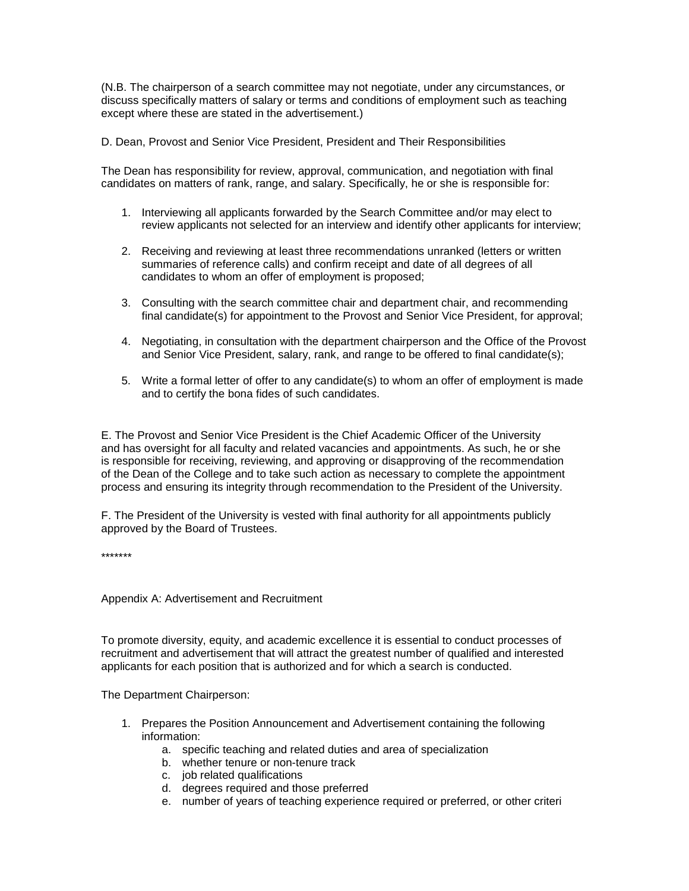(N.B. The chairperson of a search committee may not negotiate, under any circumstances, or discuss specifically matters of salary or terms and conditions of employment such as teaching except where these are stated in the advertisement.)

D. Dean, Provost and Senior Vice President, President and Their Responsibilities

The Dean has responsibility for review, approval, communication, and negotiation with final candidates on matters of rank, range, and salary. Specifically, he or she is responsible for:

1. Interviewing all applicants forwarded by the Search Committee and/or may elect to review applicants not selected for an interview and identify other applicants for interview;

2. Receiving and reviewing at least three recommendations unranked (letters or written summaries of reference calls) and confirm receipt and date of all degrees of all candidates to whom an offer of employment is proposed;

3. Consulting with the search committee chair and department chair, and recommending final candidate(s) for appointment to the Provost and Senior Vice President, for approval;

4. Negotiating, in consultation with the department chairperson and the Office of the Provost and Senior Vice President, salary, rank, and range to be offered to final candidate(s);

5. Write a formal letter of offer to any candidate(s) to whom an offer of employment is made and to certify the bona fides of such candidates.

E. The Provost and Senior Vice President is the Chief Academic Officer of the University and has oversight for all faculty and related vacancies and appointments. As such, he or she is responsible for receiving, reviewing, and approving or disapproving of the recommendation of the Dean of the College and to take such action as necessary to complete the appointment process and ensuring its integrity through recommendation to the President of the University.

F. The President of the University is vested with final authority for all appointments publicly approved by the Board of Trustees.

*******

Appendix A: Advertisement and Recruitment

To promote diversity, equity, and academic excellence it is essential to conduct processes of recruitment and advertisement that will attract the greatest number of qualified and interested applicants for each position that is authorized and for which a search is conducted.

The Department Chairperson:

1. Prepares the Position Announcement and Advertisement containing the following information:
    a. specific teaching and related duties and area of specialization
    b. whether tenure or non-tenure track
    c. job related qualifications
    d. degrees required and those preferred
    e. number of years of teaching experience required or preferred, or other criteri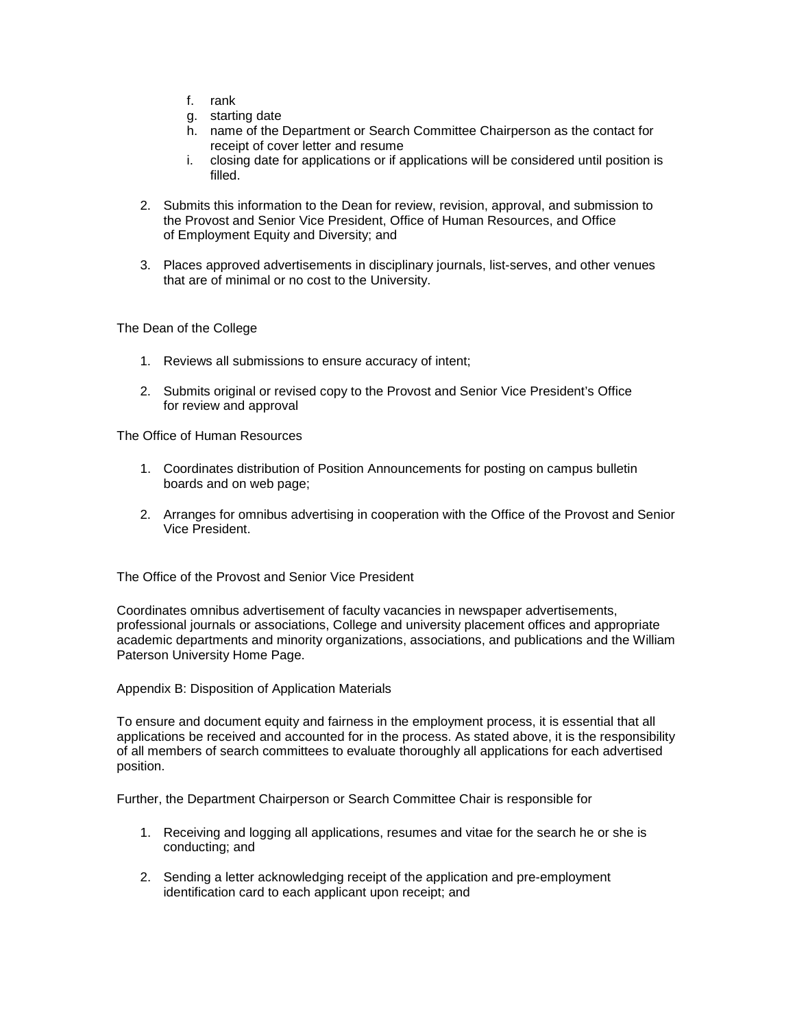f. rank
g. starting date
h. name of the Department or Search Committee Chairperson as the contact for receipt of cover letter and resume
i. closing date for applications or if applications will be considered until position is filled.

2. Submits this information to the Dean for review, revision, approval, and submission to the Provost and Senior Vice President, Office of Human Resources, and Office of Employment Equity and Diversity; and

3. Places approved advertisements in disciplinary journals, list-serves, and other venues that are of minimal or no cost to the University.

The Dean of the College

1. Reviews all submissions to ensure accuracy of intent;

2. Submits original or revised copy to the Provost and Senior Vice President's Office for review and approval

The Office of Human Resources

1. Coordinates distribution of Position Announcements for posting on campus bulletin boards and on web page;

2. Arranges for omnibus advertising in cooperation with the Office of the Provost and Senior Vice President.

The Office of the Provost and Senior Vice President

Coordinates omnibus advertisement of faculty vacancies in newspaper advertisements, professional journals or associations, College and university placement offices and appropriate academic departments and minority organizations, associations, and publications and the William Paterson University Home Page.

Appendix B: Disposition of Application Materials

To ensure and document equity and fairness in the employment process, it is essential that all applications be received and accounted for in the process. As stated above, it is the responsibility of all members of search committees to evaluate thoroughly all applications for each advertised position.

Further, the Department Chairperson or Search Committee Chair is responsible for

1. Receiving and logging all applications, resumes and vitae for the search he or she is conducting; and

2. Sending a letter acknowledging receipt of the application and pre-employment identification card to each applicant upon receipt; and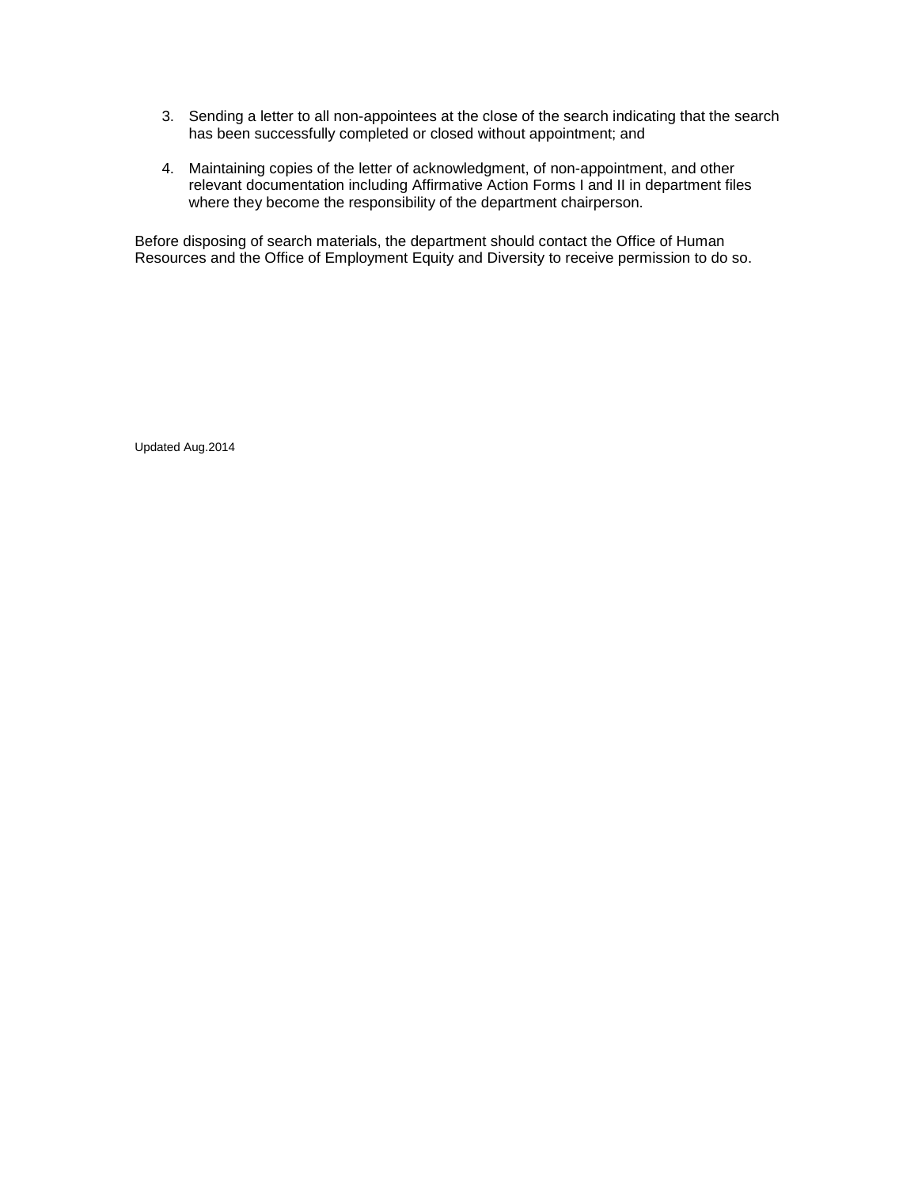3. Sending a letter to all non-appointees at the close of the search indicating that the search has been successfully completed or closed without appointment; and

4. Maintaining copies of the letter of acknowledgment, of non-appointment, and other relevant documentation including Affirmative Action Forms I and II in department files where they become the responsibility of the department chairperson.

Before disposing of search materials, the department should contact the Office of Human Resources and the Office of Employment Equity and Diversity to receive permission to do so.

Updated Aug.2014